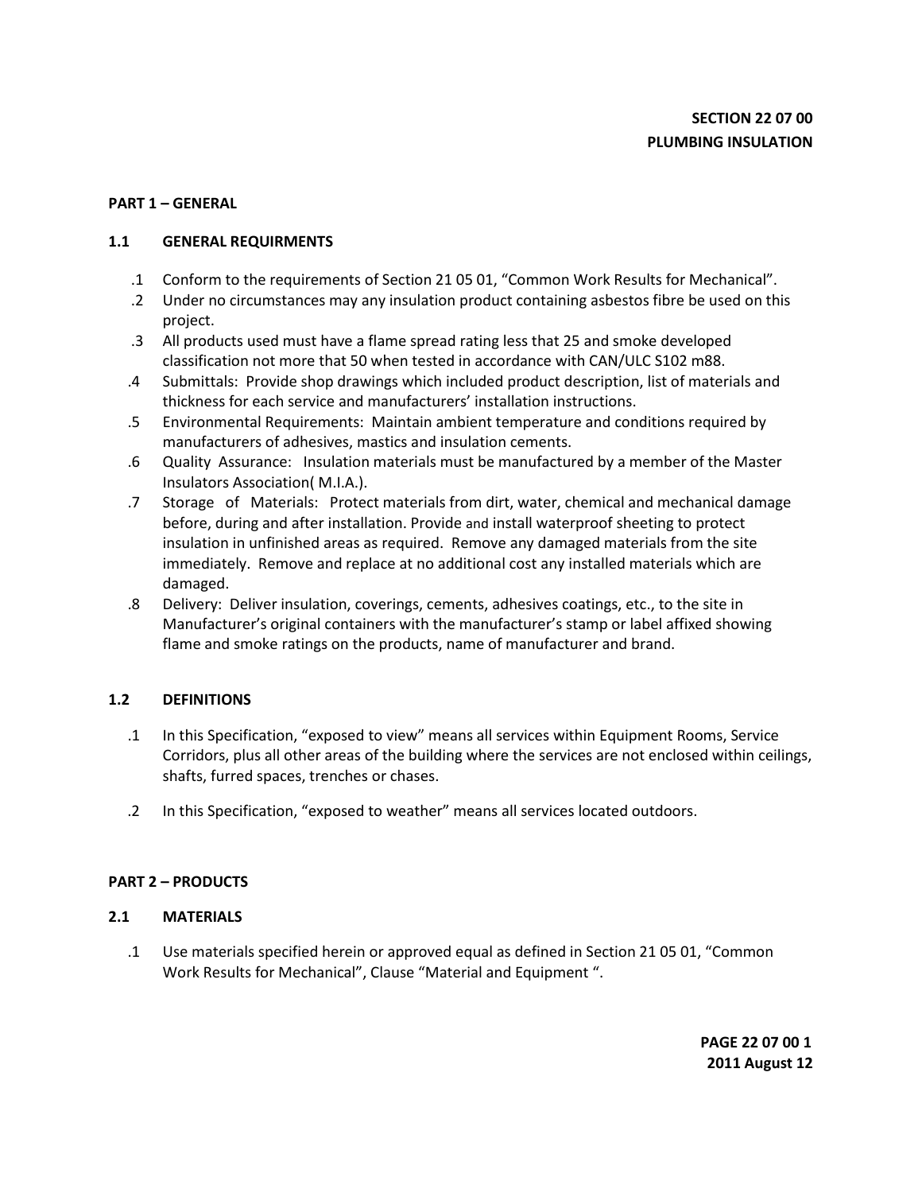**SECTION 22 07 00**
**PLUMBING INSULATION**

## PART 1 – GENERAL

### 1.1 GENERAL REQUIRMENTS

.1 Conform to the requirements of Section 21 05 01, "Common Work Results for Mechanical".

.2 Under no circumstances may any insulation product containing asbestos fibre be used on this project.

.3 All products used must have a flame spread rating less that 25 and smoke developed classification not more that 50 when tested in accordance with CAN/ULC S102 m88.

.4 Submittals: Provide shop drawings which included product description, list of materials and thickness for each service and manufacturers' installation instructions.

.5 Environmental Requirements: Maintain ambient temperature and conditions required by manufacturers of adhesives, mastics and insulation cements.

.6 Quality Assurance: Insulation materials must be manufactured by a member of the Master Insulators Association( M.I.A.).

.7 Storage of Materials: Protect materials from dirt, water, chemical and mechanical damage before, during and after installation. Provide and install waterproof sheeting to protect insulation in unfinished areas as required. Remove any damaged materials from the site immediately. Remove and replace at no additional cost any installed materials which are damaged.

.8 Delivery: Deliver insulation, coverings, cements, adhesives coatings, etc., to the site in Manufacturer's original containers with the manufacturer's stamp or label affixed showing flame and smoke ratings on the products, name of manufacturer and brand.

### 1.2 DEFINITIONS

.1 In this Specification, "exposed to view" means all services within Equipment Rooms, Service Corridors, plus all other areas of the building where the services are not enclosed within ceilings, shafts, furred spaces, trenches or chases.

.2 In this Specification, "exposed to weather" means all services located outdoors.

## PART 2 – PRODUCTS

### 2.1 MATERIALS

.1 Use materials specified herein or approved equal as defined in Section 21 05 01, "Common Work Results for Mechanical", Clause "Material and Equipment ".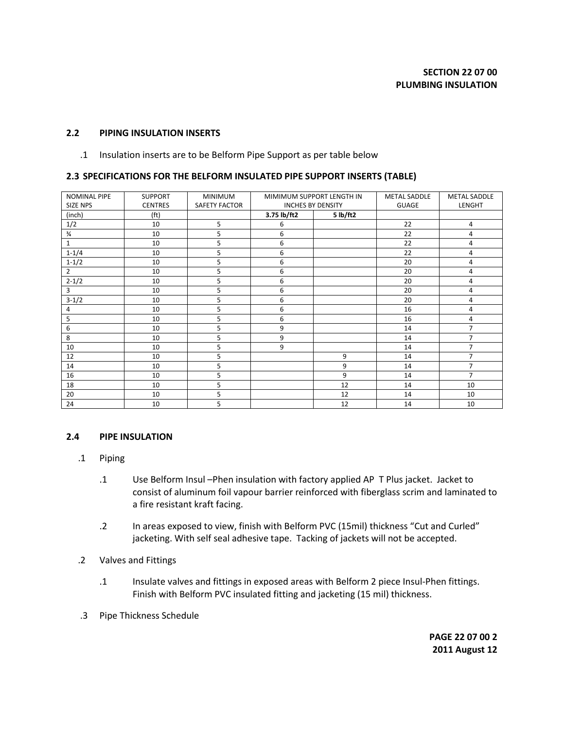## 2.2 PIPING INSULATION INSERTS

.1 Insulation inserts are to be Belform Pipe Support as per table below

## 2.3 SPECIFICATIONS FOR THE BELFORM INSULATED PIPE SUPPORT INSERTS (TABLE)

| NOMINAL PIPE SIZE NPS | SUPPORT CENTRES | MINIMUM SAFETY FACTOR | MIMIMUM SUPPORT LENGTH IN INCHES BY DENSITY | | METAL SADDLE GUAGE | METAL SADDLE LENGHT |
|---|---|---|---|---|---|---|
| (inch) | (ft) | | **3.75 lb/ft2** | **5 lb/ft2** | | |
| 1/2 | 10 | 5 | 6 | | 22 | 4 |
| ¾ | 10 | 5 | 6 | | 22 | 4 |
| 1 | 10 | 5 | 6 | | 22 | 4 |
| 1-1/4 | 10 | 5 | 6 | | 22 | 4 |
| 1-1/2 | 10 | 5 | 6 | | 20 | 4 |
| 2 | 10 | 5 | 6 | | 20 | 4 |
| 2-1/2 | 10 | 5 | 6 | | 20 | 4 |
| 3 | 10 | 5 | 6 | | 20 | 4 |
| 3-1/2 | 10 | 5 | 6 | | 20 | 4 |
| 4 | 10 | 5 | 6 | | 16 | 4 |
| 5 | 10 | 5 | 6 | | 16 | 4 |
| 6 | 10 | 5 | 9 | | 14 | 7 |
| 8 | 10 | 5 | 9 | | 14 | 7 |
| 10 | 10 | 5 | 9 | | 14 | 7 |
| 12 | 10 | 5 | | 9 | 14 | 7 |
| 14 | 10 | 5 | | 9 | 14 | 7 |
| 16 | 10 | 5 | | 9 | 14 | 7 |
| 18 | 10 | 5 | | 12 | 14 | 10 |
| 20 | 10 | 5 | | 12 | 14 | 10 |
| 24 | 10 | 5 | | 12 | 14 | 10 |

## 2.4 PIPE INSULATION

.1 Piping

.1 Use Belform Insul –Phen insulation with factory applied AP T Plus jacket. Jacket to consist of aluminum foil vapour barrier reinforced with fiberglass scrim and laminated to a fire resistant kraft facing.

.2 In areas exposed to view, finish with Belform PVC (15mil) thickness "Cut and Curled" jacketing. With self seal adhesive tape. Tacking of jackets will not be accepted.

.2 Valves and Fittings

.1 Insulate valves and fittings in exposed areas with Belform 2 piece Insul-Phen fittings. Finish with Belform PVC insulated fitting and jacketing (15 mil) thickness.

.3 Pipe Thickness Schedule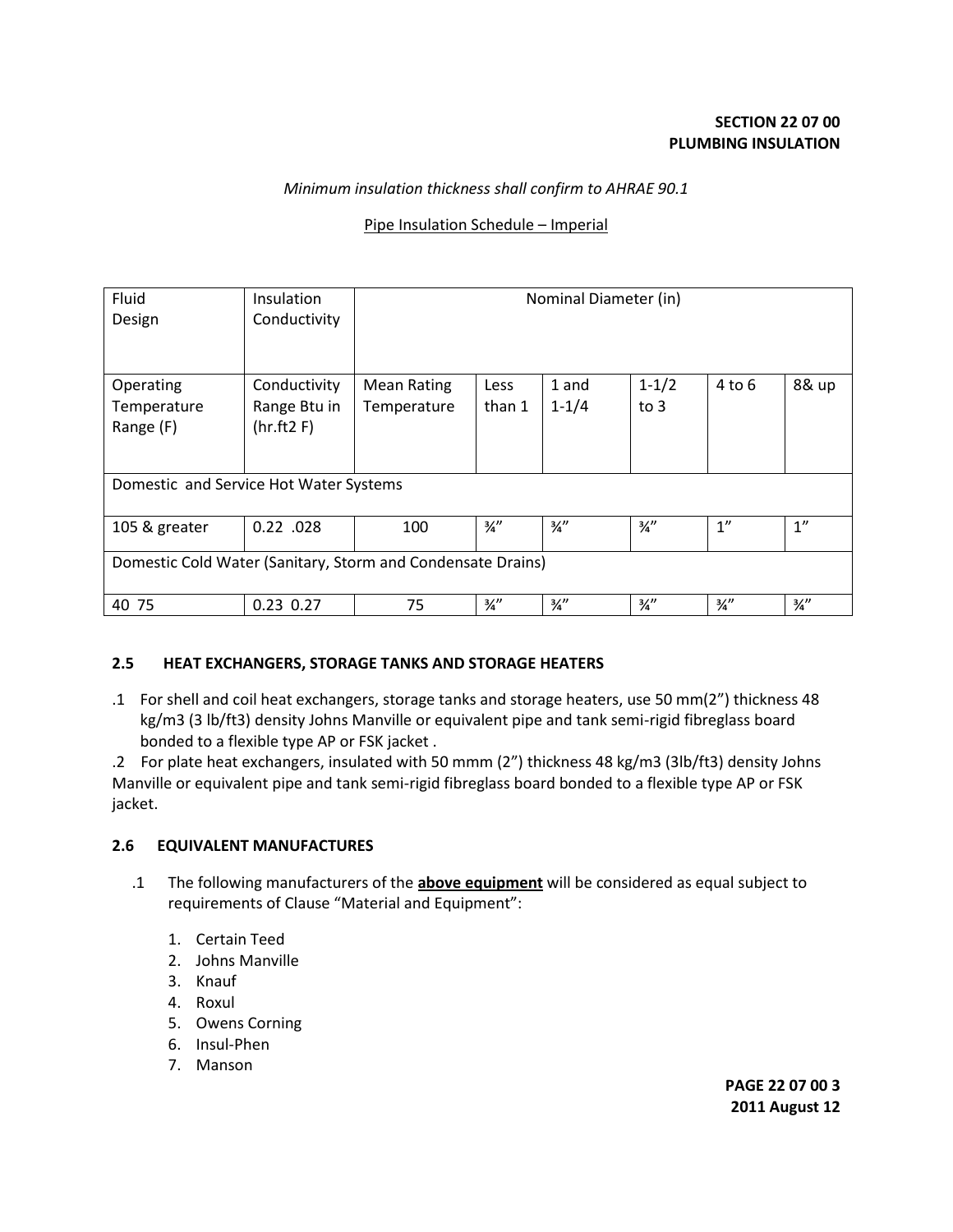**SECTION 22 07 00**
**PLUMBING INSULATION**

*Minimum insulation thickness shall confirm to AHRAE 90.1*

Pipe Insulation Schedule – Imperial

| Fluid Design | Insulation Conductivity | Nominal Diameter (in) | | | | | |
|---|---|---|---|---|---|---|---|
| Operating Temperature Range (F) | Conductivity Range Btu in (hr.ft2 F) | Mean Rating Temperature | Less than 1 | 1 and 1-1/4 | 1-1/2 to 3 | 4 to 6 | 8& up |
| Domestic and Service Hot Water Systems | | | | | | | |
| 105 & greater | 0.22 .028 | 100 | ¾” | ¾” | ¾” | 1” | 1” |
| Domestic Cold Water (Sanitary, Storm and Condensate Drains) | | | | | | | |
| 40 75 | 0.23 0.27 | 75 | ¾” | ¾” | ¾” | ¾” | ¾” |

### 2.5 HEAT EXCHANGERS, STORAGE TANKS AND STORAGE HEATERS

.1 For shell and coil heat exchangers, storage tanks and storage heaters, use 50 mm(2”) thickness 48 kg/m3 (3 lb/ft3) density Johns Manville or equivalent pipe and tank semi-rigid fibreglass board bonded to a flexible type AP or FSK jacket .

.2 For plate heat exchangers, insulated with 50 mmm (2”) thickness 48 kg/m3 (3lb/ft3) density Johns Manville or equivalent pipe and tank semi-rigid fibreglass board bonded to a flexible type AP or FSK jacket.

### 2.6 EQUIVALENT MANUFACTURES

.1 The following manufacturers of the **above equipment** will be considered as equal subject to requirements of Clause “Material and Equipment”:

1. Certain Teed
2. Johns Manville
3. Knauf
4. Roxul
5. Owens Corning
6. Insul-Phen
7. Manson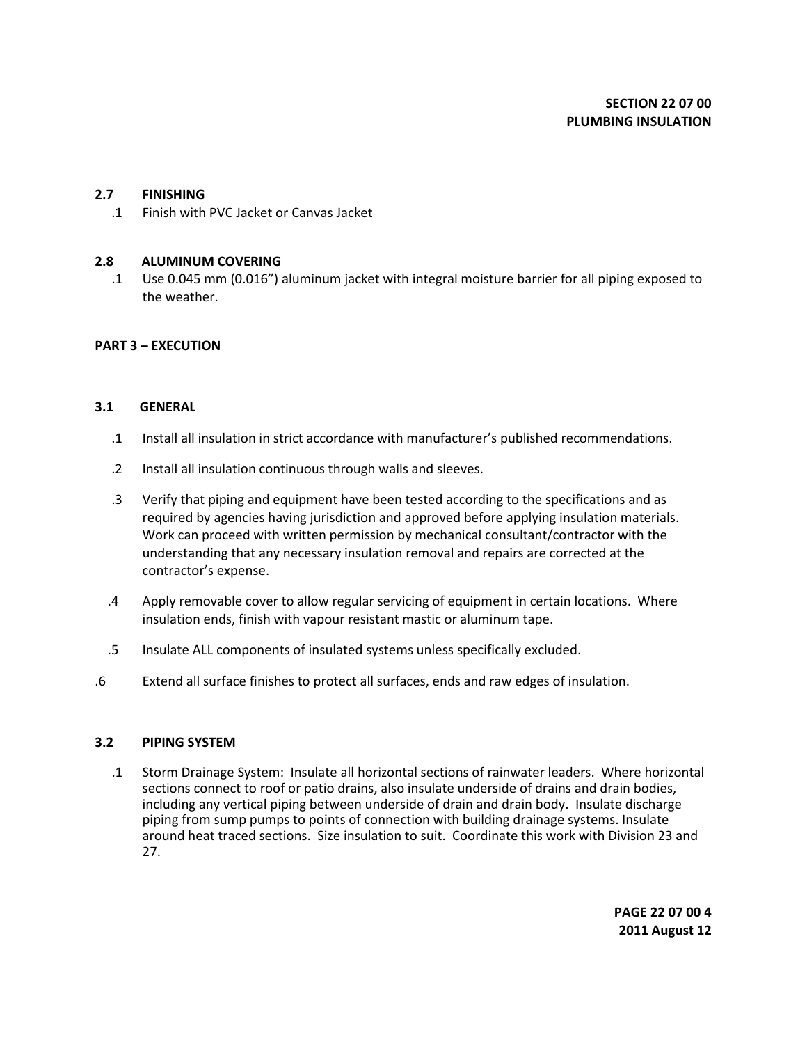## 2.7 FINISHING

.1 Finish with PVC Jacket or Canvas Jacket

## 2.8 ALUMINUM COVERING

.1 Use 0.045 mm (0.016”) aluminum jacket with integral moisture barrier for all piping exposed to the weather.

# PART 3 – EXECUTION

## 3.1 GENERAL

.1 Install all insulation in strict accordance with manufacturer’s published recommendations.

.2 Install all insulation continuous through walls and sleeves.

.3 Verify that piping and equipment have been tested according to the specifications and as required by agencies having jurisdiction and approved before applying insulation materials. Work can proceed with written permission by mechanical consultant/contractor with the understanding that any necessary insulation removal and repairs are corrected at the contractor’s expense.

.4 Apply removable cover to allow regular servicing of equipment in certain locations. Where insulation ends, finish with vapour resistant mastic or aluminum tape.

.5 Insulate ALL components of insulated systems unless specifically excluded.

.6 Extend all surface finishes to protect all surfaces, ends and raw edges of insulation.

## 3.2 PIPING SYSTEM

.1 Storm Drainage System: Insulate all horizontal sections of rainwater leaders. Where horizontal sections connect to roof or patio drains, also insulate underside of drains and drain bodies, including any vertical piping between underside of drain and drain body. Insulate discharge piping from sump pumps to points of connection with building drainage systems. Insulate around heat traced sections. Size insulation to suit. Coordinate this work with Division 23 and 27.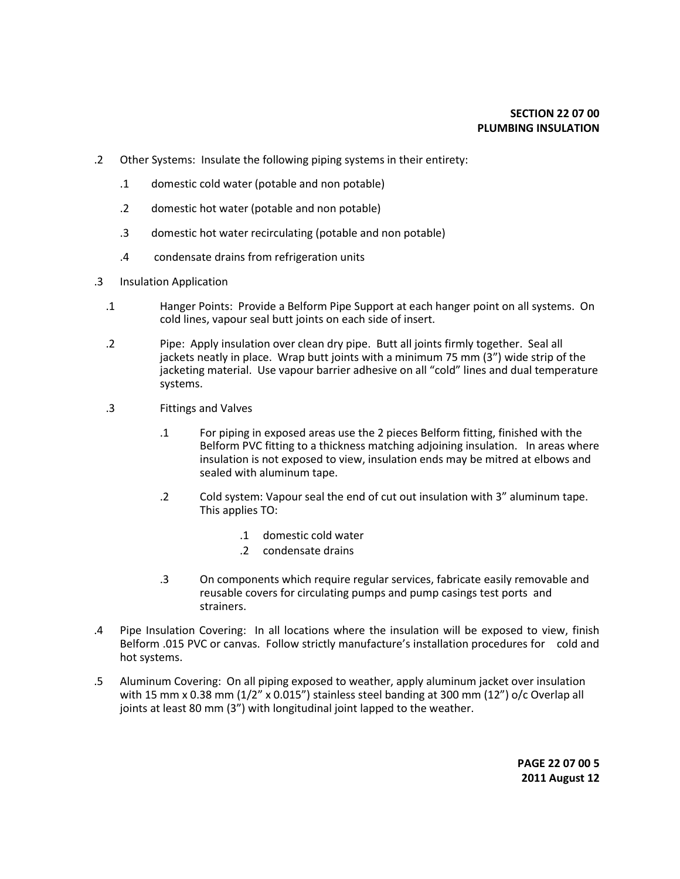.2 Other Systems: Insulate the following piping systems in their entirety:

  .1 domestic cold water (potable and non potable)

  .2 domestic hot water (potable and non potable)

  .3 domestic hot water recirculating (potable and non potable)

  .4 condensate drains from refrigeration units

.3 Insulation Application

  .1 Hanger Points: Provide a Belform Pipe Support at each hanger point on all systems. On cold lines, vapour seal butt joints on each side of insert.

  .2 Pipe: Apply insulation over clean dry pipe. Butt all joints firmly together. Seal all jackets neatly in place. Wrap butt joints with a minimum 75 mm (3") wide strip of the jacketing material. Use vapour barrier adhesive on all "cold" lines and dual temperature systems.

  .3 Fittings and Valves

    .1 For piping in exposed areas use the 2 pieces Belform fitting, finished with the Belform PVC fitting to a thickness matching adjoining insulation. In areas where insulation is not exposed to view, insulation ends may be mitred at elbows and sealed with aluminum tape.

    .2 Cold system: Vapour seal the end of cut out insulation with 3" aluminum tape. This applies TO:

      .1 domestic cold water
      .2 condensate drains

    .3 On components which require regular services, fabricate easily removable and reusable covers for circulating pumps and pump casings test ports and strainers.

.4 Pipe Insulation Covering: In all locations where the insulation will be exposed to view, finish Belform .015 PVC or canvas. Follow strictly manufacture's installation procedures for cold and hot systems.

.5 Aluminum Covering: On all piping exposed to weather, apply aluminum jacket over insulation with 15 mm x 0.38 mm (1/2" x 0.015") stainless steel banding at 300 mm (12") o/c Overlap all joints at least 80 mm (3") with longitudinal joint lapped to the weather.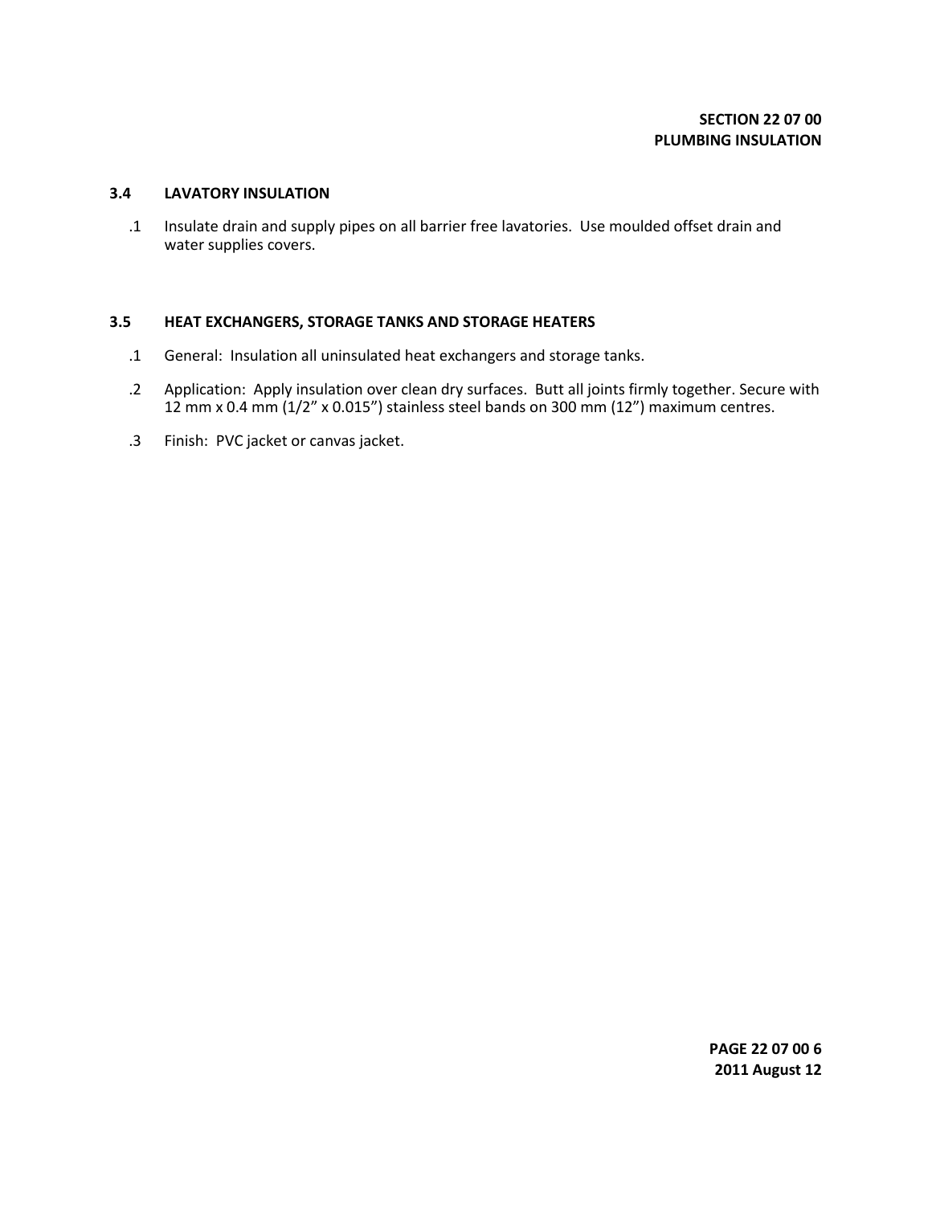### 3.4 LAVATORY INSULATION

.1 Insulate drain and supply pipes on all barrier free lavatories. Use moulded offset drain and water supplies covers.

### 3.5 HEAT EXCHANGERS, STORAGE TANKS AND STORAGE HEATERS

.1 General: Insulation all uninsulated heat exchangers and storage tanks.

.2 Application: Apply insulation over clean dry surfaces. Butt all joints firmly together. Secure with 12 mm x 0.4 mm (1/2" x 0.015") stainless steel bands on 300 mm (12") maximum centres.

.3 Finish: PVC jacket or canvas jacket.